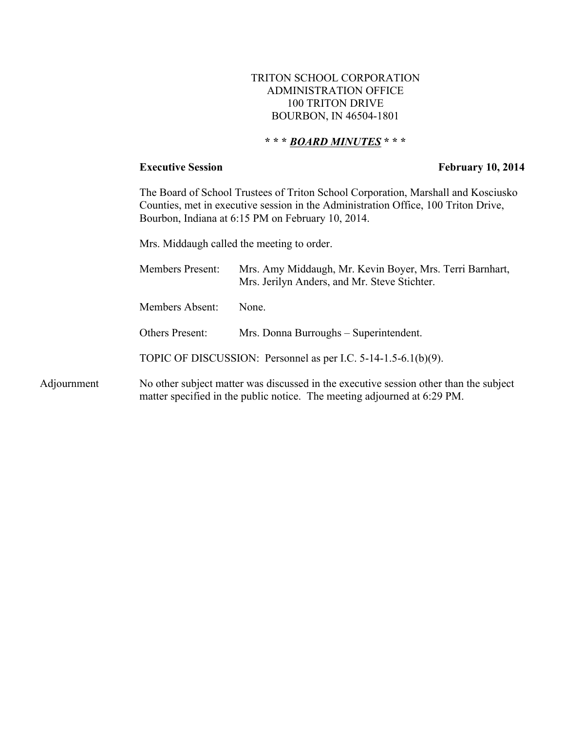TRITON SCHOOL CORPORATION
ADMINISTRATION OFFICE
100 TRITON DRIVE
BOURBON, IN 46504-1801

# * * * ***BOARD MINUTES*** * * *

**Executive Session** **February 10, 2014**

The Board of School Trustees of Triton School Corporation, Marshall and Kosciusko Counties, met in executive session in the Administration Office, 100 Triton Drive, Bourbon, Indiana at 6:15 PM on February 10, 2014.

Mrs. Middaugh called the meeting to order.

Members Present: Mrs. Amy Middaugh, Mr. Kevin Boyer, Mrs. Terri Barnhart, Mrs. Jerilyn Anders, and Mr. Steve Stichter.

Members Absent: None.

Others Present: Mrs. Donna Burroughs – Superintendent.

TOPIC OF DISCUSSION: Personnel as per I.C. 5-14-1.5-6.1(b)(9).

Adjournment

No other subject matter was discussed in the executive session other than the subject matter specified in the public notice. The meeting adjourned at 6:29 PM.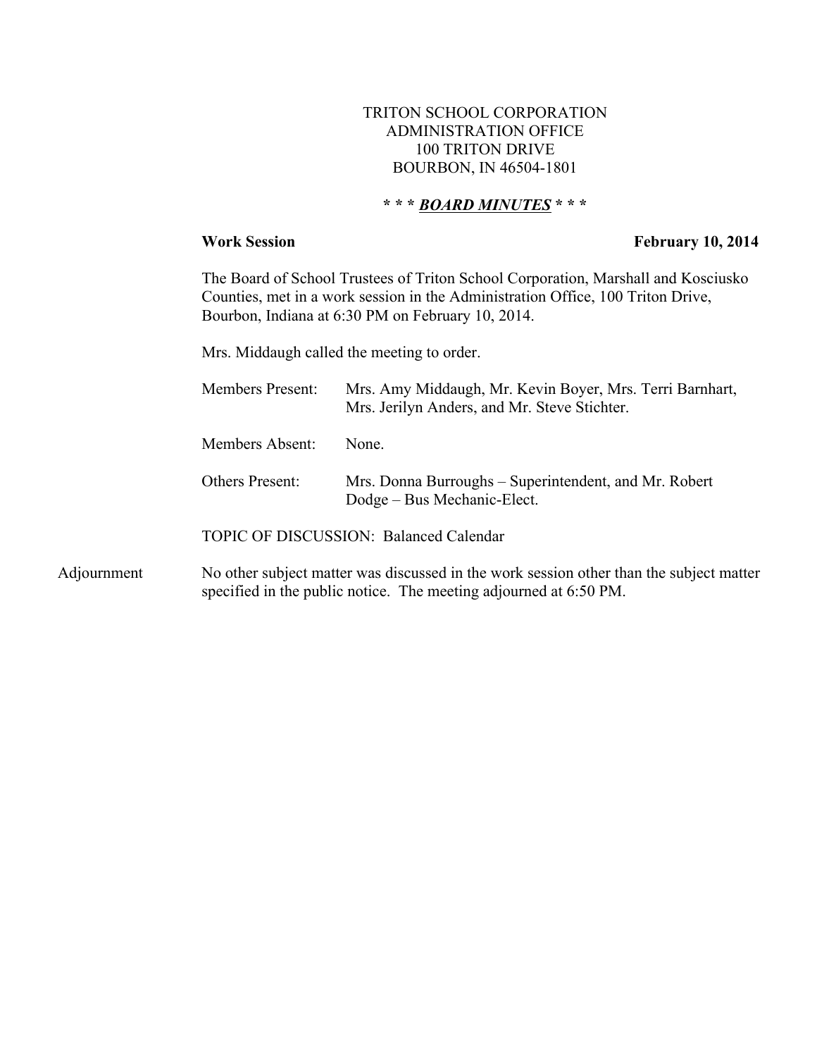TRITON SCHOOL CORPORATION
ADMINISTRATION OFFICE
100 TRITON DRIVE
BOURBON, IN 46504-1801

**\* \* \* *BOARD MINUTES* \* \* \***

**Work Session** **February 10, 2014**

The Board of School Trustees of Triton School Corporation, Marshall and Kosciusko Counties, met in a work session in the Administration Office, 100 Triton Drive, Bourbon, Indiana at 6:30 PM on February 10, 2014.

Mrs. Middaugh called the meeting to order.

Members Present: Mrs. Amy Middaugh, Mr. Kevin Boyer, Mrs. Terri Barnhart, Mrs. Jerilyn Anders, and Mr. Steve Stichter.

Members Absent: None.

Others Present: Mrs. Donna Burroughs – Superintendent, and Mr. Robert Dodge – Bus Mechanic-Elect.

TOPIC OF DISCUSSION: Balanced Calendar

Adjournment

No other subject matter was discussed in the work session other than the subject matter specified in the public notice. The meeting adjourned at 6:50 PM.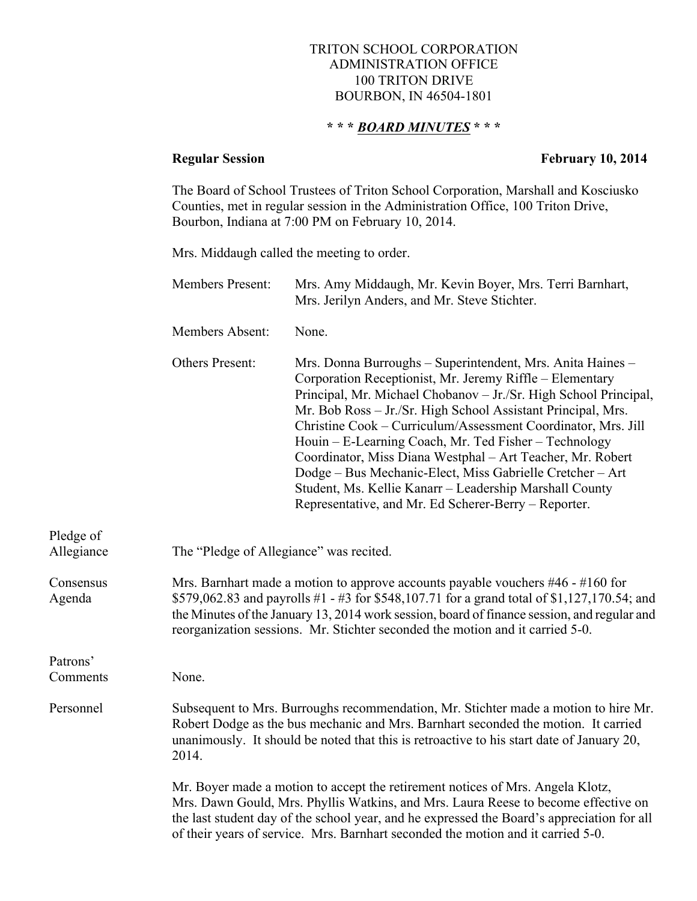TRITON SCHOOL CORPORATION
ADMINISTRATION OFFICE
100 TRITON DRIVE
BOURBON, IN 46504-1801

*** ***BOARD MINUTES*** ***

**Regular Session** **February 10, 2014**

The Board of School Trustees of Triton School Corporation, Marshall and Kosciusko Counties, met in regular session in the Administration Office, 100 Triton Drive, Bourbon, Indiana at 7:00 PM on February 10, 2014.

Mrs. Middaugh called the meeting to order.

Members Present: Mrs. Amy Middaugh, Mr. Kevin Boyer, Mrs. Terri Barnhart, Mrs. Jerilyn Anders, and Mr. Steve Stichter.

Members Absent: None.

Others Present: Mrs. Donna Burroughs – Superintendent, Mrs. Anita Haines – Corporation Receptionist, Mr. Jeremy Riffle – Elementary Principal, Mr. Michael Chobanov – Jr./Sr. High School Principal, Mr. Bob Ross – Jr./Sr. High School Assistant Principal, Mrs. Christine Cook – Curriculum/Assessment Coordinator, Mrs. Jill Houin – E-Learning Coach, Mr. Ted Fisher – Technology Coordinator, Miss Diana Westphal – Art Teacher, Mr. Robert Dodge – Bus Mechanic-Elect, Miss Gabrielle Cretcher – Art Student, Ms. Kellie Kanarr – Leadership Marshall County Representative, and Mr. Ed Scherer-Berry – Reporter.

**Pledge of Allegiance**

The "Pledge of Allegiance" was recited.

**Consensus Agenda**

Mrs. Barnhart made a motion to approve accounts payable vouchers #46 - #160 for $579,062.83 and payrolls #1 - #3 for $548,107.71 for a grand total of $1,127,170.54; and the Minutes of the January 13, 2014 work session, board of finance session, and regular and reorganization sessions. Mr. Stichter seconded the motion and it carried 5-0.

**Patrons' Comments**

None.

**Personnel**

Subsequent to Mrs. Burroughs recommendation, Mr. Stichter made a motion to hire Mr. Robert Dodge as the bus mechanic and Mrs. Barnhart seconded the motion. It carried unanimously. It should be noted that this is retroactive to his start date of January 20, 2014.

Mr. Boyer made a motion to accept the retirement notices of Mrs. Angela Klotz, Mrs. Dawn Gould, Mrs. Phyllis Watkins, and Mrs. Laura Reese to become effective on the last student day of the school year, and he expressed the Board's appreciation for all of their years of service. Mrs. Barnhart seconded the motion and it carried 5-0.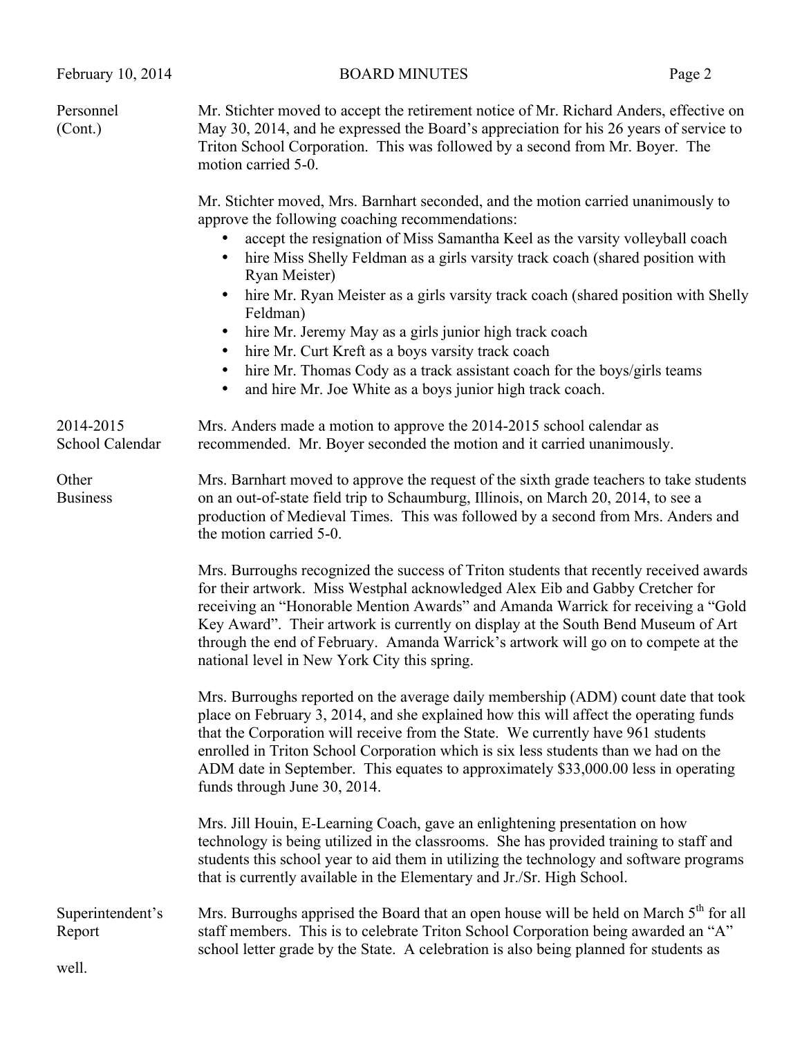**Personnel (Cont.)**

Mr. Stichter moved to accept the retirement notice of Mr. Richard Anders, effective on May 30, 2014, and he expressed the Board's appreciation for his 26 years of service to Triton School Corporation. This was followed by a second from Mr. Boyer. The motion carried 5-0.

Mr. Stichter moved, Mrs. Barnhart seconded, and the motion carried unanimously to approve the following coaching recommendations:

- accept the resignation of Miss Samantha Keel as the varsity volleyball coach
- hire Miss Shelly Feldman as a girls varsity track coach (shared position with Ryan Meister)
- hire Mr. Ryan Meister as a girls varsity track coach (shared position with Shelly Feldman)
- hire Mr. Jeremy May as a girls junior high track coach
- hire Mr. Curt Kreft as a boys varsity track coach
- hire Mr. Thomas Cody as a track assistant coach for the boys/girls teams
- and hire Mr. Joe White as a boys junior high track coach.

**2014-2015 School Calendar**

Mrs. Anders made a motion to approve the 2014-2015 school calendar as recommended. Mr. Boyer seconded the motion and it carried unanimously.

**Other Business**

Mrs. Barnhart moved to approve the request of the sixth grade teachers to take students on an out-of-state field trip to Schaumburg, Illinois, on March 20, 2014, to see a production of Medieval Times. This was followed by a second from Mrs. Anders and the motion carried 5-0.

Mrs. Burroughs recognized the success of Triton students that recently received awards for their artwork. Miss Westphal acknowledged Alex Eib and Gabby Cretcher for receiving an "Honorable Mention Awards" and Amanda Warrick for receiving a "Gold Key Award". Their artwork is currently on display at the South Bend Museum of Art through the end of February. Amanda Warrick's artwork will go on to compete at the national level in New York City this spring.

Mrs. Burroughs reported on the average daily membership (ADM) count date that took place on February 3, 2014, and she explained how this will affect the operating funds that the Corporation will receive from the State. We currently have 961 students enrolled in Triton School Corporation which is six less students than we had on the ADM date in September. This equates to approximately $33,000.00 less in operating funds through June 30, 2014.

Mrs. Jill Houin, E-Learning Coach, gave an enlightening presentation on how technology is being utilized in the classrooms. She has provided training to staff and students this school year to aid them in utilizing the technology and software programs that is currently available in the Elementary and Jr./Sr. High School.

**Superintendent's Report**

Mrs. Burroughs apprised the Board that an open house will be held on March 5th for all staff members. This is to celebrate Triton School Corporation being awarded an "A" school letter grade by the State. A celebration is also being planned for students as well.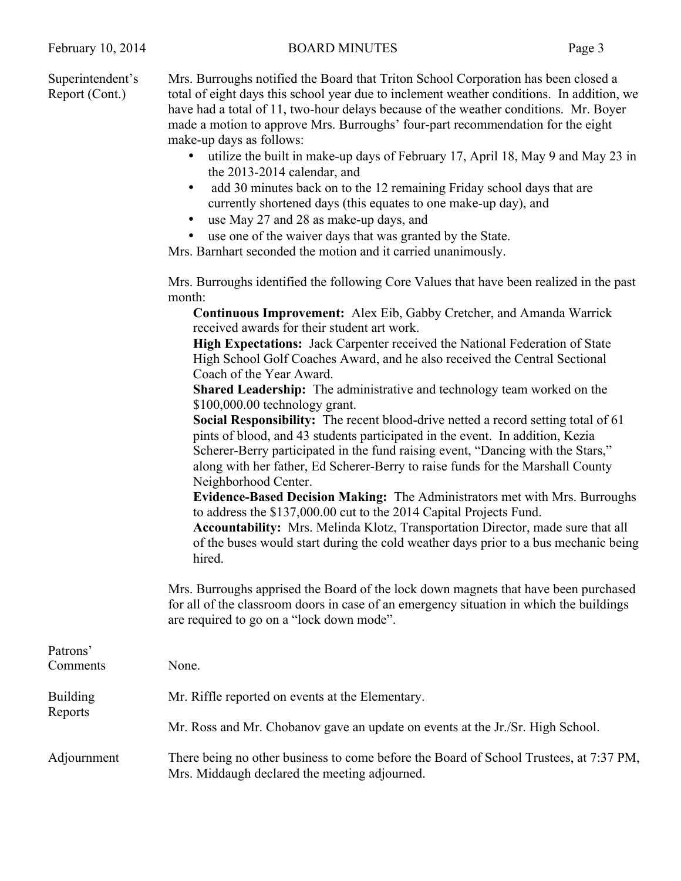**Superintendent's Report (Cont.)**

Mrs. Burroughs notified the Board that Triton School Corporation has been closed a total of eight days this school year due to inclement weather conditions. In addition, we have had a total of 11, two-hour delays because of the weather conditions. Mr. Boyer made a motion to approve Mrs. Burroughs' four-part recommendation for the eight make-up days as follows:

- utilize the built in make-up days of February 17, April 18, May 9 and May 23 in the 2013-2014 calendar, and
- add 30 minutes back on to the 12 remaining Friday school days that are currently shortened days (this equates to one make-up day), and
- use May 27 and 28 as make-up days, and
- use one of the waiver days that was granted by the State.

Mrs. Barnhart seconded the motion and it carried unanimously.

Mrs. Burroughs identified the following Core Values that have been realized in the past month:

**Continuous Improvement:** Alex Eib, Gabby Cretcher, and Amanda Warrick received awards for their student art work.
**High Expectations:** Jack Carpenter received the National Federation of State High School Golf Coaches Award, and he also received the Central Sectional Coach of the Year Award.
**Shared Leadership:** The administrative and technology team worked on the $100,000.00 technology grant.
**Social Responsibility:** The recent blood-drive netted a record setting total of 61 pints of blood, and 43 students participated in the event. In addition, Kezia Scherer-Berry participated in the fund raising event, "Dancing with the Stars," along with her father, Ed Scherer-Berry to raise funds for the Marshall County Neighborhood Center.
**Evidence-Based Decision Making:** The Administrators met with Mrs. Burroughs to address the $137,000.00 cut to the 2014 Capital Projects Fund.
**Accountability:** Mrs. Melinda Klotz, Transportation Director, made sure that all of the buses would start during the cold weather days prior to a bus mechanic being hired.

Mrs. Burroughs apprised the Board of the lock down magnets that have been purchased for all of the classroom doors in case of an emergency situation in which the buildings are required to go on a "lock down mode".

**Patrons' Comments**

None.

**Building Reports**

Mr. Riffle reported on events at the Elementary.

Mr. Ross and Mr. Chobanov gave an update on events at the Jr./Sr. High School.

**Adjournment**

There being no other business to come before the Board of School Trustees, at 7:37 PM, Mrs. Middaugh declared the meeting adjourned.